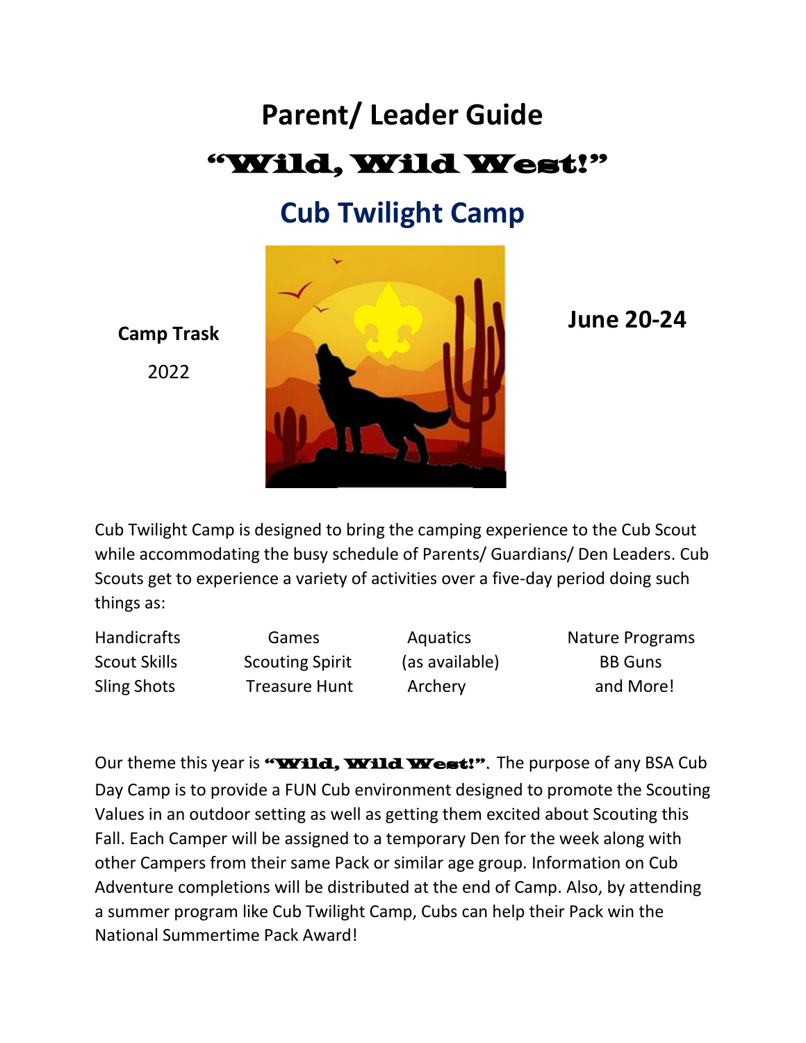# Parent/ Leader Guide

# "Wild, Wild West!"

## Cub Twilight Camp

**Camp Trask**

2022

**June 20-24**

Cub Twilight Camp is designed to bring the camping experience to the Cub Scout while accommodating the busy schedule of Parents/ Guardians/ Den Leaders. Cub Scouts get to experience a variety of activities over a five-day period doing such things as:

| | | | |
|---|---|---|---|
| Handicrafts | Games | Aquatics (as available) | Nature Programs |
| Scout Skills | Scouting Spirit | Archery | BB Guns |
| Sling Shots | Treasure Hunt | | and More! |

Our theme this year is **"Wild, Wild West!"**. The purpose of any BSA Cub Day Camp is to provide a FUN Cub environment designed to promote the Scouting Values in an outdoor setting as well as getting them excited about Scouting this Fall. Each Camper will be assigned to a temporary Den for the week along with other Campers from their same Pack or similar age group. Information on Cub Adventure completions will be distributed at the end of Camp. Also, by attending a summer program like Cub Twilight Camp, Cubs can help their Pack win the National Summertime Pack Award!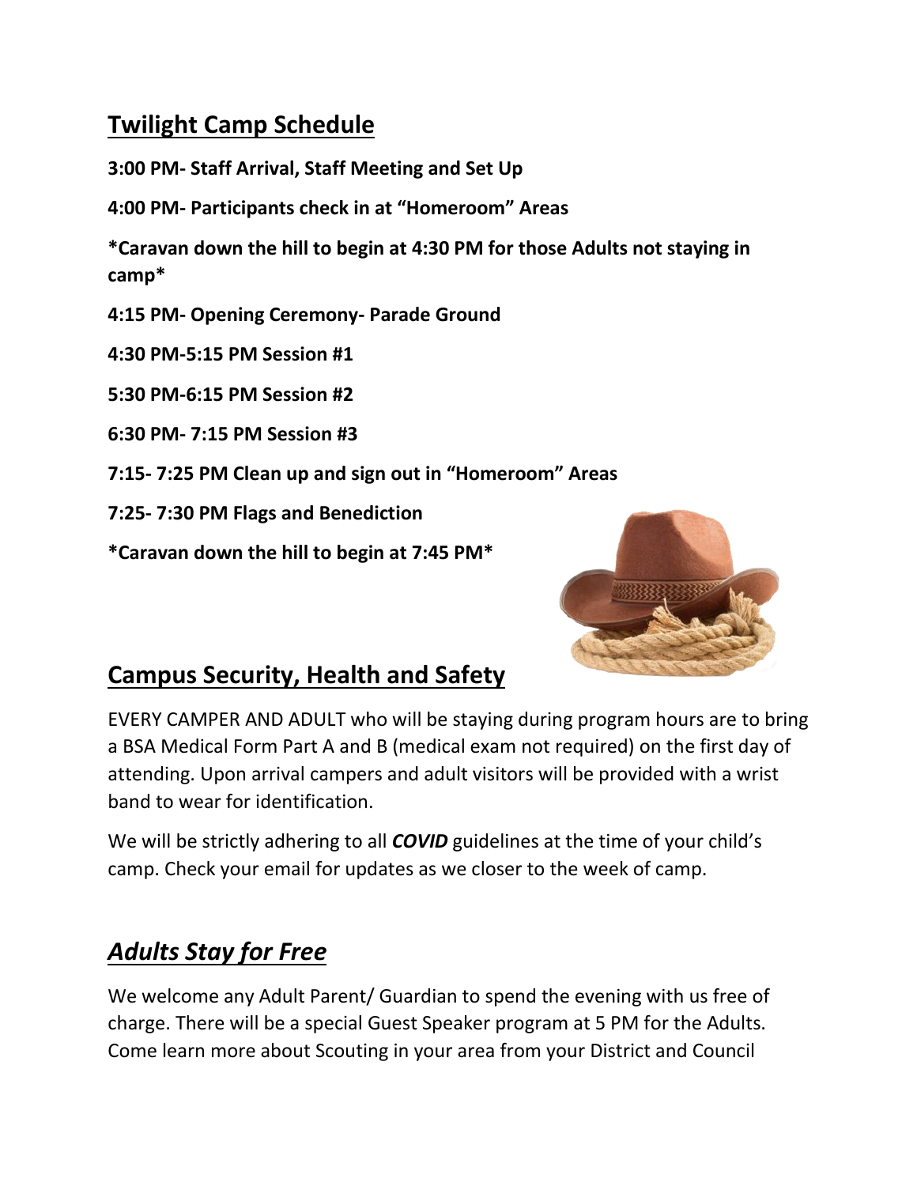## Twilight Camp Schedule

**3:00 PM- Staff Arrival, Staff Meeting and Set Up**

**4:00 PM- Participants check in at "Homeroom" Areas**

***Caravan down the hill to begin at 4:30 PM for those Adults not staying in camp***

**4:15 PM- Opening Ceremony- Parade Ground**

**4:30 PM-5:15 PM Session #1**

**5:30 PM-6:15 PM Session #2**

**6:30 PM- 7:15 PM Session #3**

**7:15- 7:25 PM Clean up and sign out in "Homeroom" Areas**

**7:25- 7:30 PM Flags and Benediction**

***Caravan down the hill to begin at 7:45 PM***

## Campus Security, Health and Safety

EVERY CAMPER AND ADULT who will be staying during program hours are to bring a BSA Medical Form Part A and B (medical exam not required) on the first day of attending. Upon arrival campers and adult visitors will be provided with a wrist band to wear for identification.

We will be strictly adhering to all ***COVID*** guidelines at the time of your child's camp. Check your email for updates as we closer to the week of camp.

## *Adults Stay for Free*

We welcome any Adult Parent/ Guardian to spend the evening with us free of charge. There will be a special Guest Speaker program at 5 PM for the Adults. Come learn more about Scouting in your area from your District and Council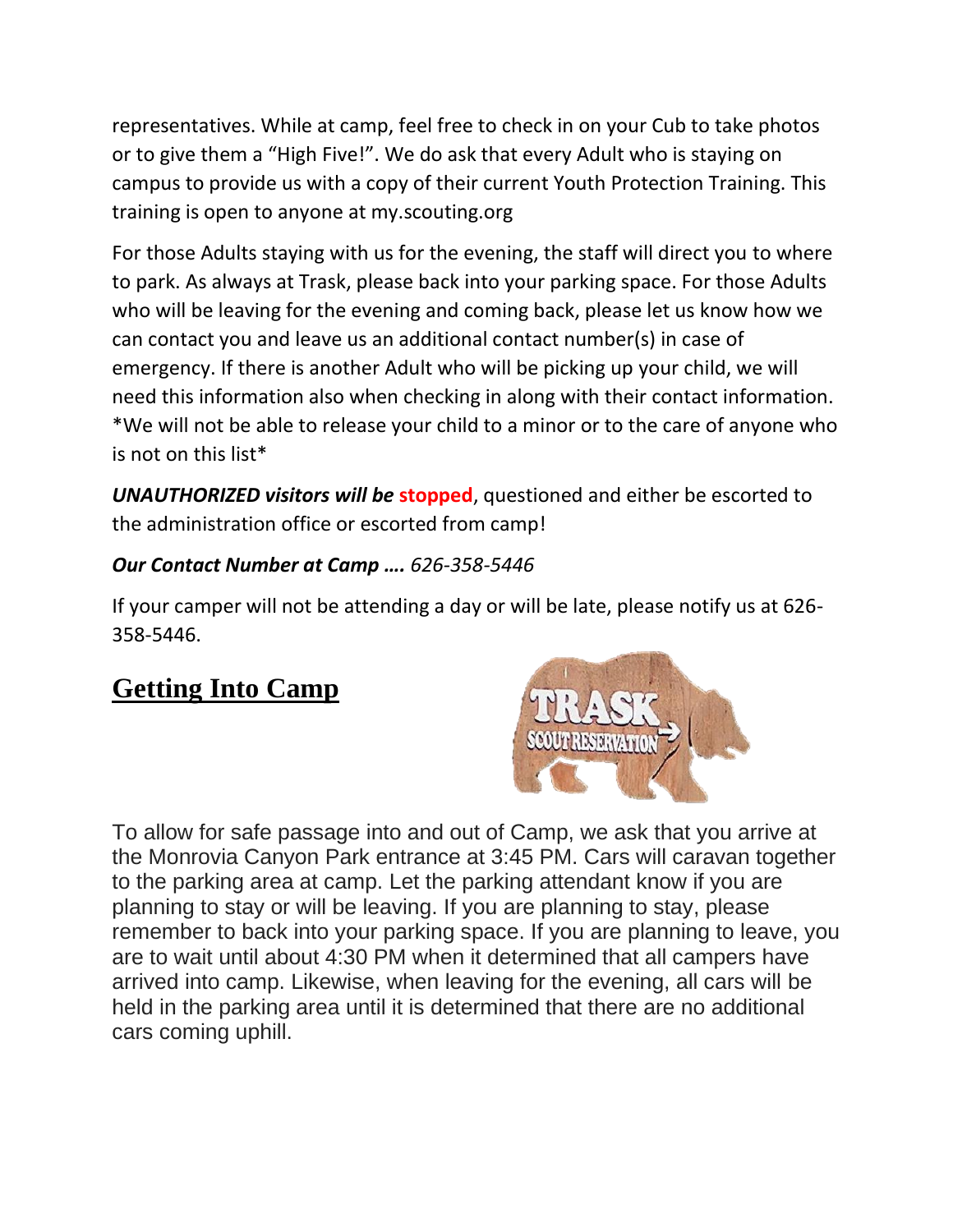representatives. While at camp, feel free to check in on your Cub to take photos or to give them a "High Five!". We do ask that every Adult who is staying on campus to provide us with a copy of their current Youth Protection Training. This training is open to anyone at my.scouting.org

For those Adults staying with us for the evening, the staff will direct you to where to park. As always at Trask, please back into your parking space. For those Adults who will be leaving for the evening and coming back, please let us know how we can contact you and leave us an additional contact number(s) in case of emergency. If there is another Adult who will be picking up your child, we will need this information also when checking in along with their contact information. *We will not be able to release your child to a minor or to the care of anyone who is not on this list*

***UNAUTHORIZED visitors will be* stopped**, questioned and either be escorted to the administration office or escorted from camp!

***Our Contact Number at Camp ….*** *626-358-5446*

If your camper will not be attending a day or will be late, please notify us at 626-358-5446.

## Getting Into Camp

To allow for safe passage into and out of Camp, we ask that you arrive at the Monrovia Canyon Park entrance at 3:45 PM. Cars will caravan together to the parking area at camp. Let the parking attendant know if you are planning to stay or will be leaving. If you are planning to stay, please remember to back into your parking space. If you are planning to leave, you are to wait until about 4:30 PM when it determined that all campers have arrived into camp. Likewise, when leaving for the evening, all cars will be held in the parking area until it is determined that there are no additional cars coming uphill.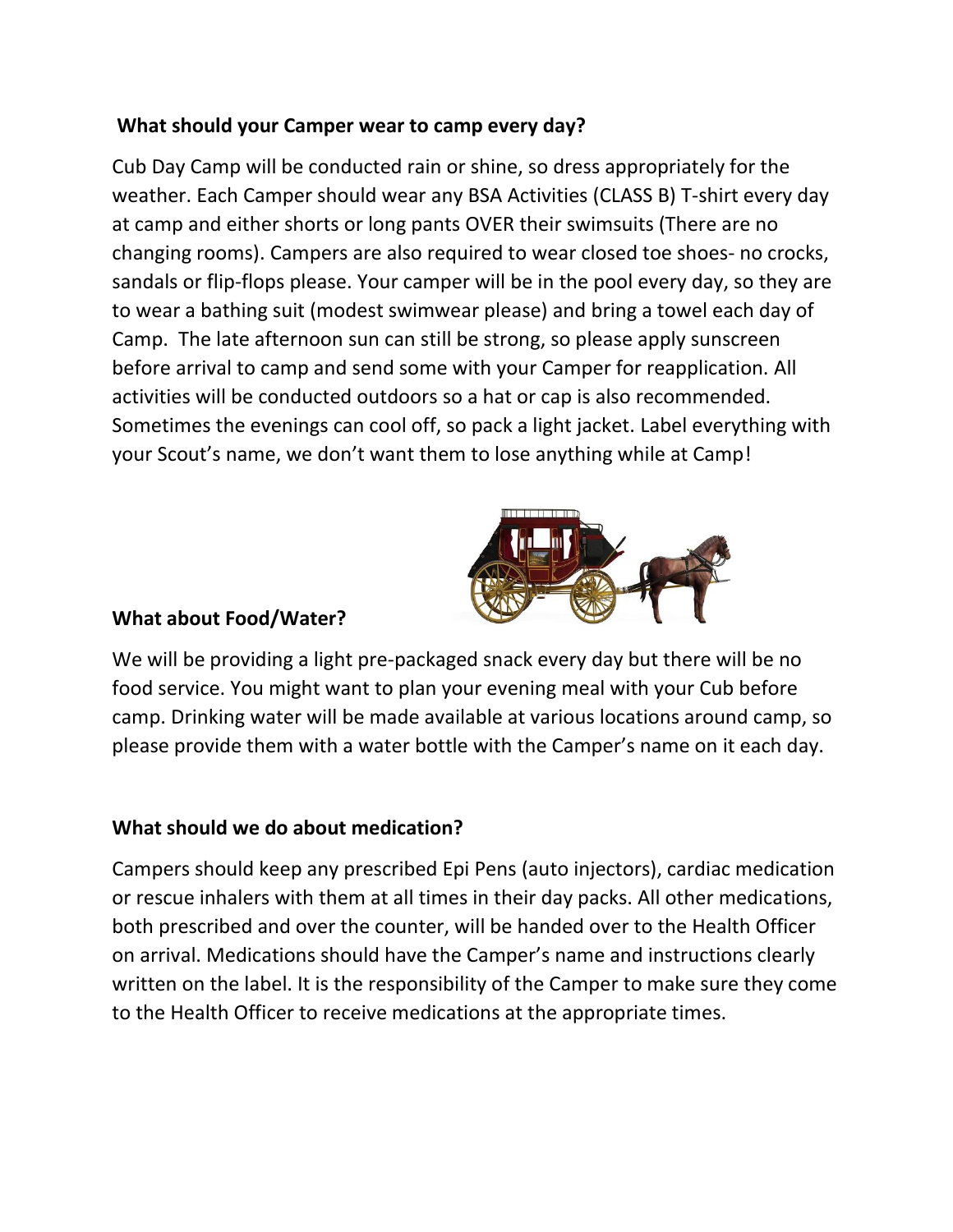**What should your Camper wear to camp every day?**

Cub Day Camp will be conducted rain or shine, so dress appropriately for the weather. Each Camper should wear any BSA Activities (CLASS B) T-shirt every day at camp and either shorts or long pants OVER their swimsuits (There are no changing rooms). Campers are also required to wear closed toe shoes- no crocks, sandals or flip-flops please. Your camper will be in the pool every day, so they are to wear a bathing suit (modest swimwear please) and bring a towel each day of Camp. The late afternoon sun can still be strong, so please apply sunscreen before arrival to camp and send some with your Camper for reapplication. All activities will be conducted outdoors so a hat or cap is also recommended. Sometimes the evenings can cool off, so pack a light jacket. Label everything with your Scout's name, we don't want them to lose anything while at Camp!

**What about Food/Water?**

We will be providing a light pre-packaged snack every day but there will be no food service. You might want to plan your evening meal with your Cub before camp. Drinking water will be made available at various locations around camp, so please provide them with a water bottle with the Camper's name on it each day.

**What should we do about medication?**

Campers should keep any prescribed Epi Pens (auto injectors), cardiac medication or rescue inhalers with them at all times in their day packs. All other medications, both prescribed and over the counter, will be handed over to the Health Officer on arrival. Medications should have the Camper's name and instructions clearly written on the label. It is the responsibility of the Camper to make sure they come to the Health Officer to receive medications at the appropriate times.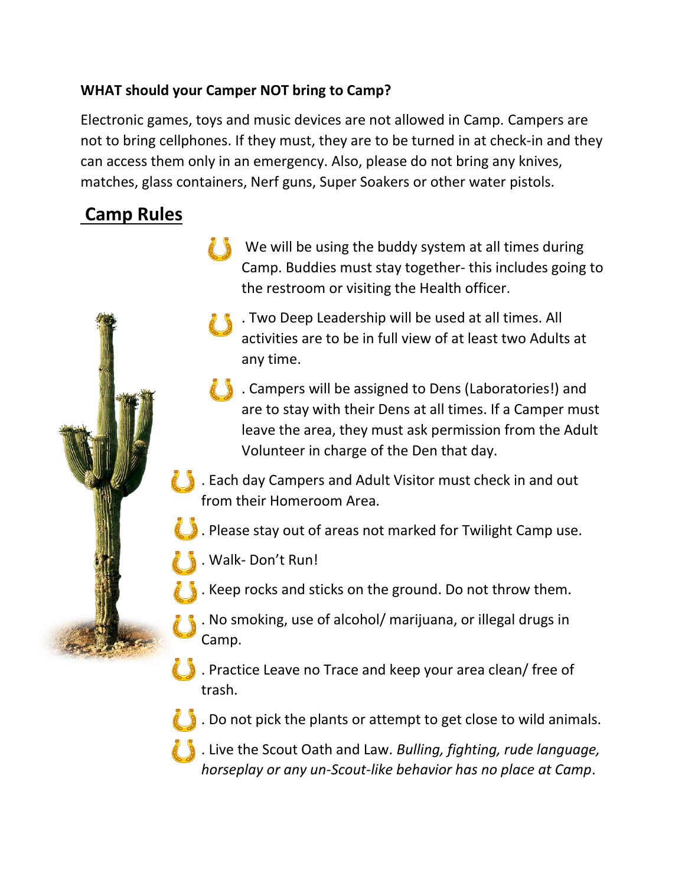**WHAT should your Camper NOT bring to Camp?**

Electronic games, toys and music devices are not allowed in Camp. Campers are not to bring cellphones. If they must, they are to be turned in at check-in and they can access them only in an emergency. Also, please do not bring any knives, matches, glass containers, Nerf guns, Super Soakers or other water pistols.

## Camp Rules

- We will be using the buddy system at all times during Camp. Buddies must stay together- this includes going to the restroom or visiting the Health officer.
- . Two Deep Leadership will be used at all times. All activities are to be in full view of at least two Adults at any time.
- . Campers will be assigned to Dens (Laboratories!) and are to stay with their Dens at all times. If a Camper must leave the area, they must ask permission from the Adult Volunteer in charge of the Den that day.
- . Each day Campers and Adult Visitor must check in and out from their Homeroom Area.
- . Please stay out of areas not marked for Twilight Camp use.
- . Walk- Don't Run!
- . Keep rocks and sticks on the ground. Do not throw them.
- . No smoking, use of alcohol/ marijuana, or illegal drugs in Camp.
- . Practice Leave no Trace and keep your area clean/ free of trash.
- . Do not pick the plants or attempt to get close to wild animals.
- . Live the Scout Oath and Law. *Bulling, fighting, rude language, horseplay or any un-Scout-like behavior has no place at Camp*.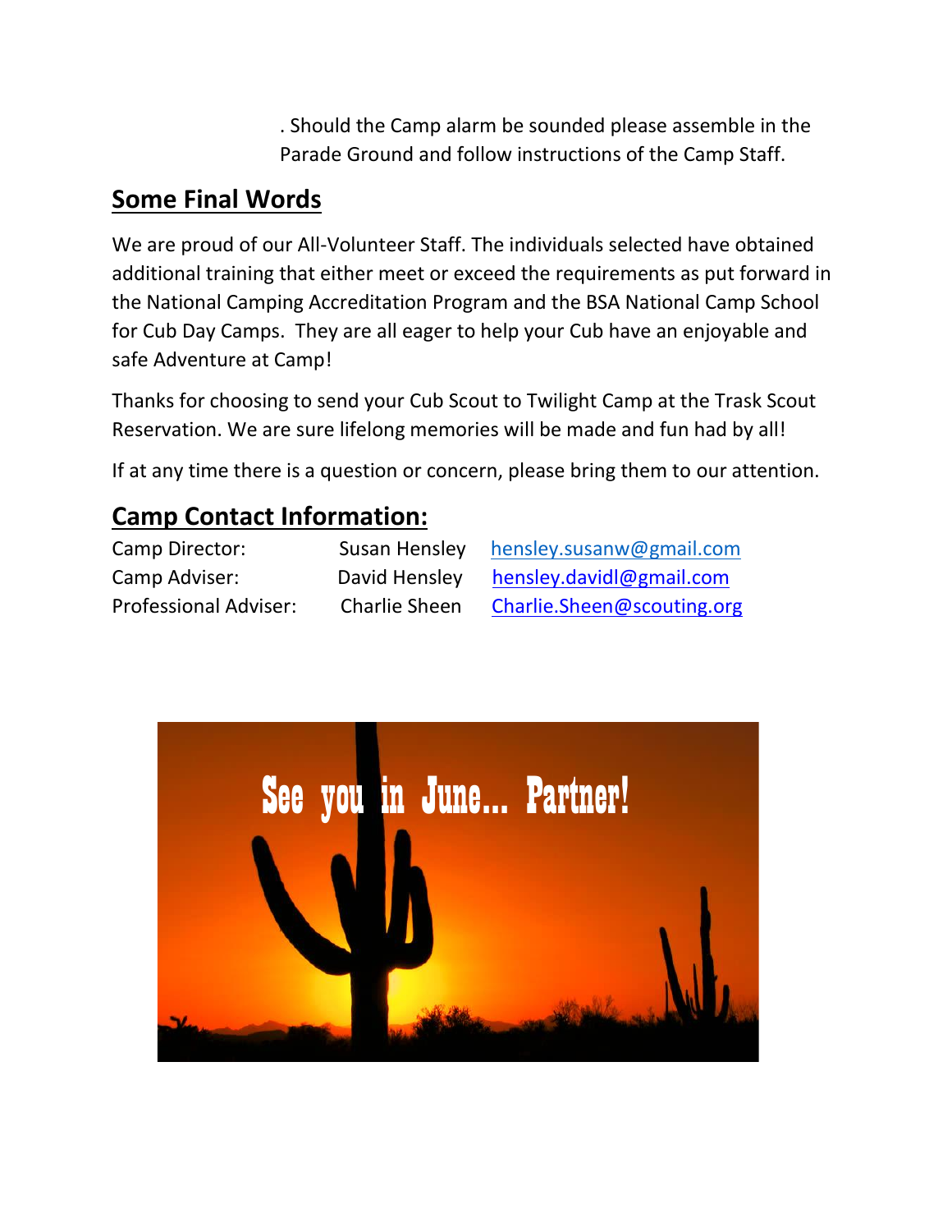. Should the Camp alarm be sounded please assemble in the Parade Ground and follow instructions of the Camp Staff.

## Some Final Words

We are proud of our All-Volunteer Staff. The individuals selected have obtained additional training that either meet or exceed the requirements as put forward in the National Camping Accreditation Program and the BSA National Camp School for Cub Day Camps. They are all eager to help your Cub have an enjoyable and safe Adventure at Camp!

Thanks for choosing to send your Cub Scout to Twilight Camp at the Trask Scout Reservation. We are sure lifelong memories will be made and fun had by all!

If at any time there is a question or concern, please bring them to our attention.

## Camp Contact Information:

| | | |
|---|---|---|
| Camp Director: | Susan Hensley | hensley.susanw@gmail.com |
| Camp Adviser: | David Hensley | hensley.davidl@gmail.com |
| Professional Adviser: | Charlie Sheen | Charlie.Sheen@scouting.org |

See you in June... Partner!